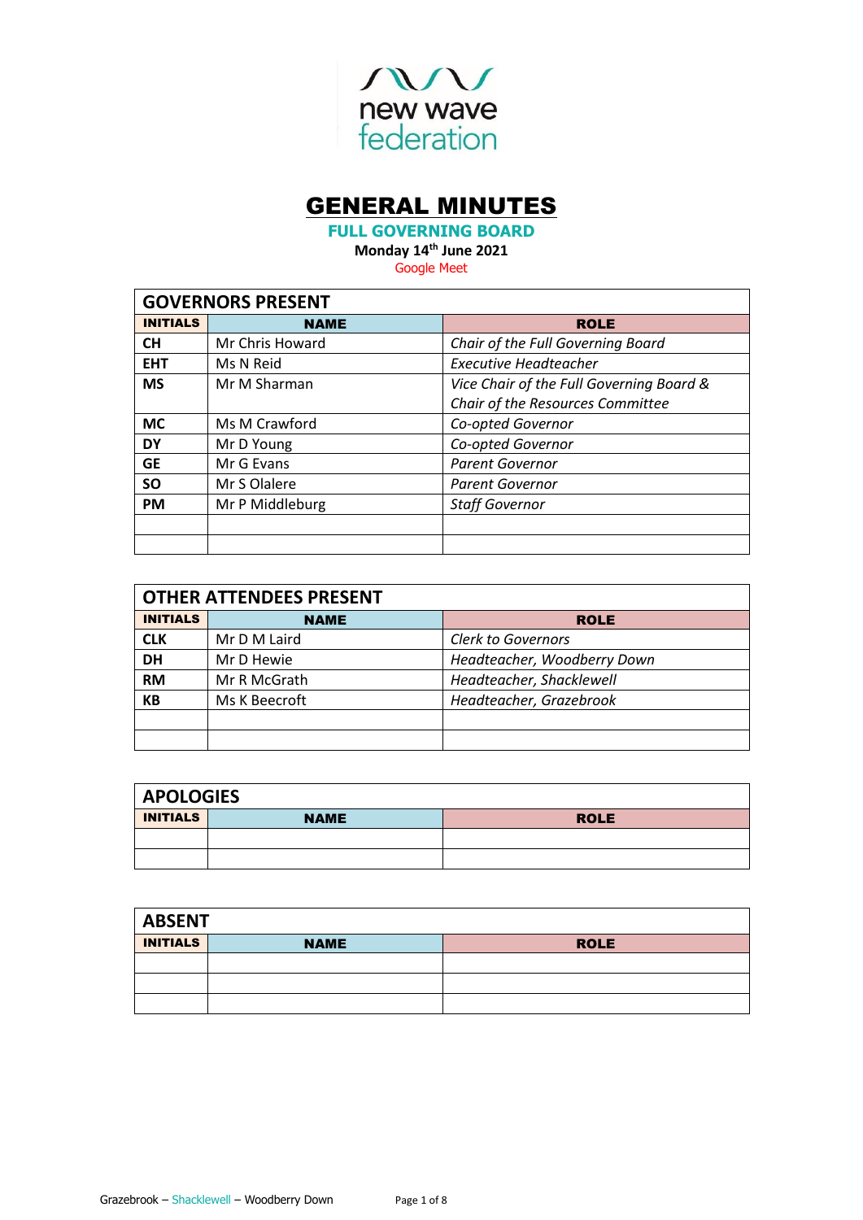new wave federation

# GENERAL MINUTES

## FULL GOVERNING BOARD

**Monday 14th June 2021**

Google Meet

| GOVERNORS PRESENT | | |
|---|---|---|
| **INITIALS** | **NAME** | **ROLE** |
| **CH** | Mr Chris Howard | *Chair of the Full Governing Board* |
| **EHT** | Ms N Reid | *Executive Headteacher* |
| **MS** | Mr M Sharman | *Vice Chair of the Full Governing Board & Chair of the Resources Committee* |
| **MC** | Ms M Crawford | *Co-opted Governor* |
| **DY** | Mr D Young | *Co-opted Governor* |
| **GE** | Mr G Evans | *Parent Governor* |
| **SO** | Mr S Olalere | *Parent Governor* |
| **PM** | Mr P Middleburg | *Staff Governor* |
| | | |
| | | |

| OTHER ATTENDEES PRESENT | | |
|---|---|---|
| **INITIALS** | **NAME** | **ROLE** |
| **CLK** | Mr D M Laird | *Clerk to Governors* |
| **DH** | Mr D Hewie | *Headteacher, Woodberry Down* |
| **RM** | Mr R McGrath | *Headteacher, Shacklewell* |
| **KB** | Ms K Beecroft | *Headteacher, Grazebrook* |
| | | |
| | | |

| APOLOGIES | | |
|---|---|---|
| **INITIALS** | **NAME** | **ROLE** |
| | | |
| | | |

| ABSENT | | |
|---|---|---|
| **INITIALS** | **NAME** | **ROLE** |
| | | |
| | | |
| | | |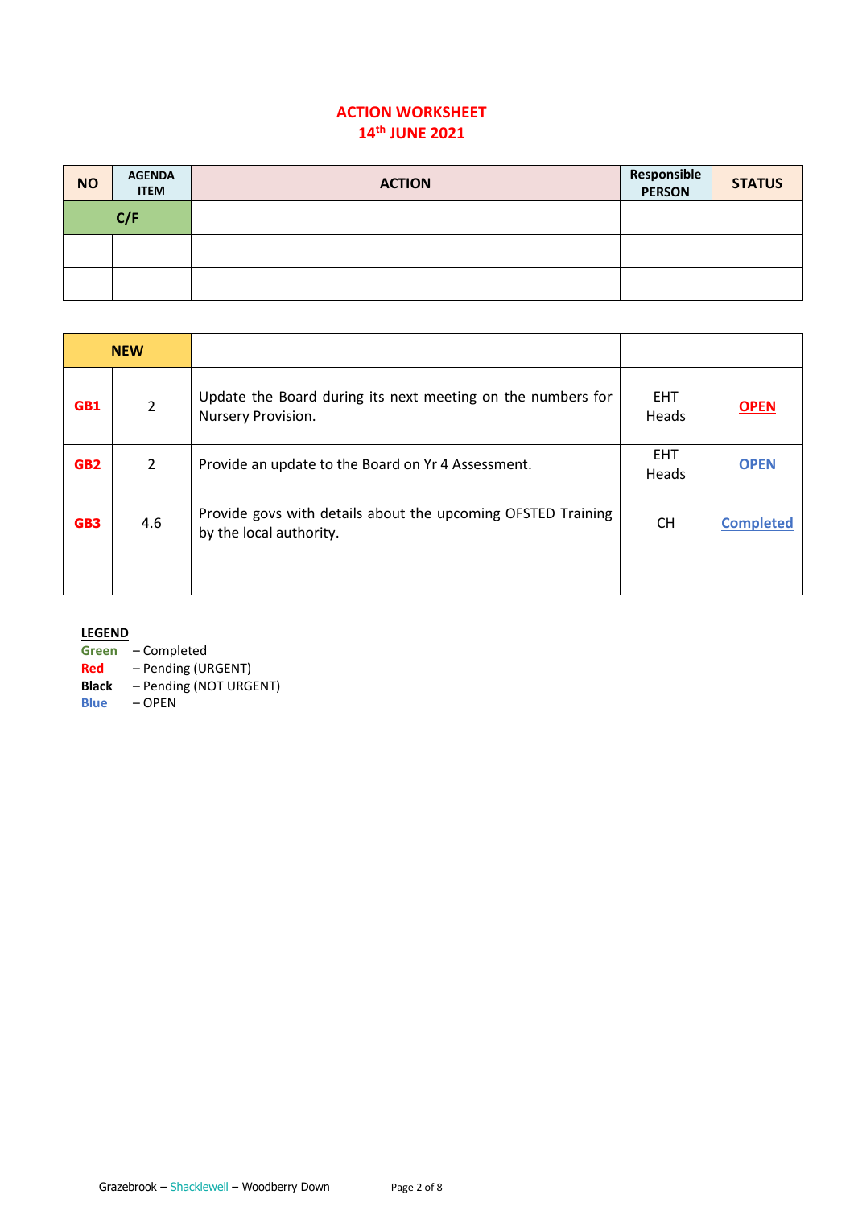# ACTION WORKSHEET
## 14th JUNE 2021

| NO | AGENDA ITEM | ACTION | Responsible PERSON | STATUS |
|---|---|---|---|---|
| C/F | | | | |
| | | | | |
| | | | | |

| NEW | | | | |
|---|---|---|---|---|
| GB1 | 2 | Update the Board during its next meeting on the numbers for Nursery Provision. | EHT Heads | OPEN |
| GB2 | 2 | Provide an update to the Board on Yr 4 Assessment. | EHT Heads | OPEN |
| GB3 | 4.6 | Provide govs with details about the upcoming OFSTED Training by the local authority. | CH | Completed |
| | | | | |

**LEGEND**

**Green** – Completed
**Red** – Pending (URGENT)
**Black** – Pending (NOT URGENT)
**Blue** – OPEN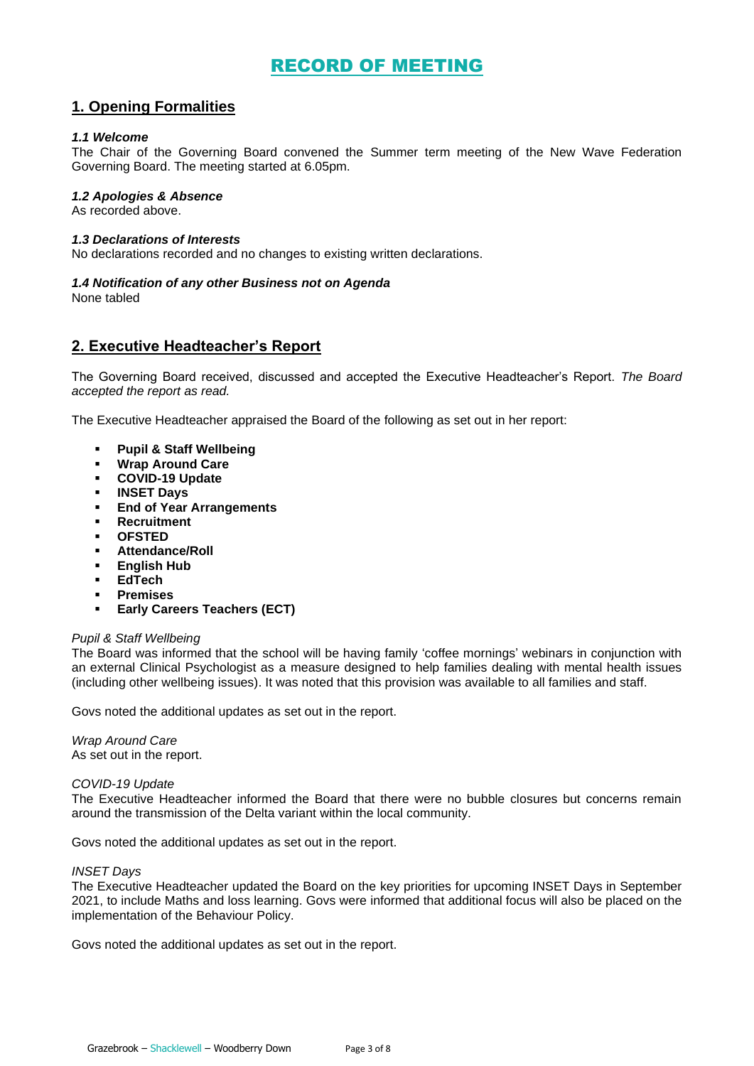# RECORD OF MEETING

## 1. Opening Formalities

***1.1 Welcome***

The Chair of the Governing Board convened the Summer term meeting of the New Wave Federation Governing Board. The meeting started at 6.05pm.

***1.2 Apologies & Absence***

As recorded above.

***1.3 Declarations of Interests***

No declarations recorded and no changes to existing written declarations.

***1.4 Notification of any other Business not on Agenda***

None tabled

## 2. Executive Headteacher's Report

The Governing Board received, discussed and accepted the Executive Headteacher's Report. *The Board accepted the report as read.*

The Executive Headteacher appraised the Board of the following as set out in her report:

- **Pupil & Staff Wellbeing**
- **Wrap Around Care**
- **COVID-19 Update**
- **INSET Days**
- **End of Year Arrangements**
- **Recruitment**
- **OFSTED**
- **Attendance/Roll**
- **English Hub**
- **EdTech**
- **Premises**
- **Early Careers Teachers (ECT)**

*Pupil & Staff Wellbeing*

The Board was informed that the school will be having family 'coffee mornings' webinars in conjunction with an external Clinical Psychologist as a measure designed to help families dealing with mental health issues (including other wellbeing issues). It was noted that this provision was available to all families and staff.

Govs noted the additional updates as set out in the report.

*Wrap Around Care*

As set out in the report.

*COVID-19 Update*

The Executive Headteacher informed the Board that there were no bubble closures but concerns remain around the transmission of the Delta variant within the local community.

Govs noted the additional updates as set out in the report.

*INSET Days*

The Executive Headteacher updated the Board on the key priorities for upcoming INSET Days in September 2021, to include Maths and loss learning. Govs were informed that additional focus will also be placed on the implementation of the Behaviour Policy.

Govs noted the additional updates as set out in the report.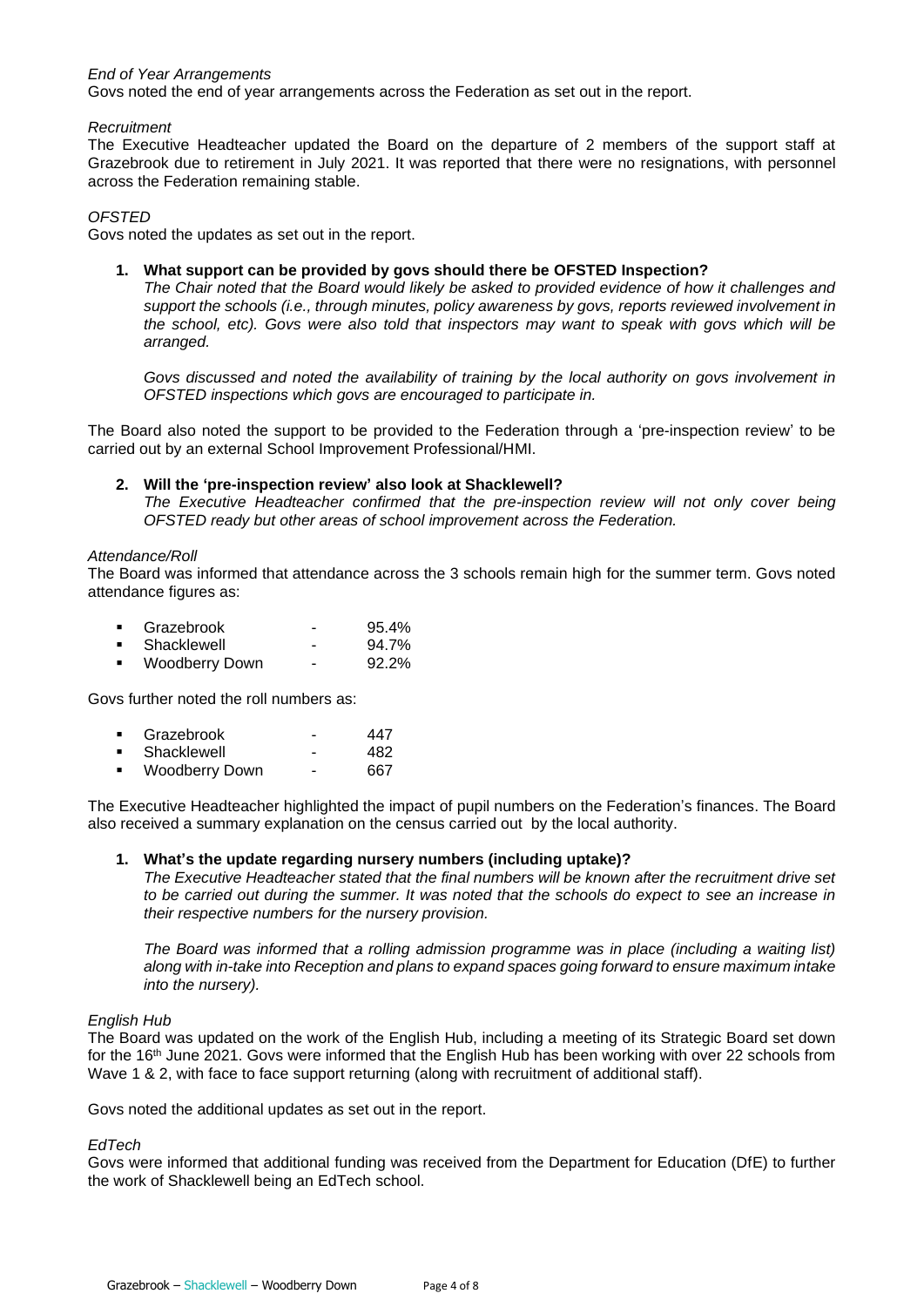*End of Year Arrangements*

Govs noted the end of year arrangements across the Federation as set out in the report.

*Recruitment*

The Executive Headteacher updated the Board on the departure of 2 members of the support staff at Grazebrook due to retirement in July 2021. It was reported that there were no resignations, with personnel across the Federation remaining stable.

*OFSTED*

Govs noted the updates as set out in the report.

1. **What support can be provided by govs should there be OFSTED Inspection?**

   *The Chair noted that the Board would likely be asked to provided evidence of how it challenges and support the schools (i.e., through minutes, policy awareness by govs, reports reviewed involvement in the school, etc). Govs were also told that inspectors may want to speak with govs which will be arranged.*

   *Govs discussed and noted the availability of training by the local authority on govs involvement in OFSTED inspections which govs are encouraged to participate in.*

The Board also noted the support to be provided to the Federation through a 'pre-inspection review' to be carried out by an external School Improvement Professional/HMI.

2. **Will the 'pre-inspection review' also look at Shacklewell?**

   *The Executive Headteacher confirmed that the pre-inspection review will not only cover being OFSTED ready but other areas of school improvement across the Federation.*

*Attendance/Roll*

The Board was informed that attendance across the 3 schools remain high for the summer term. Govs noted attendance figures as:

- Grazebrook - 95.4%
- Shacklewell - 94.7%
- Woodberry Down - 92.2%

Govs further noted the roll numbers as:

- Grazebrook - 447
- Shacklewell - 482
- Woodberry Down - 667

The Executive Headteacher highlighted the impact of pupil numbers on the Federation's finances. The Board also received a summary explanation on the census carried out by the local authority.

1. **What's the update regarding nursery numbers (including uptake)?**

   *The Executive Headteacher stated that the final numbers will be known after the recruitment drive set to be carried out during the summer. It was noted that the schools do expect to see an increase in their respective numbers for the nursery provision.*

   *The Board was informed that a rolling admission programme was in place (including a waiting list) along with in-take into Reception and plans to expand spaces going forward to ensure maximum intake into the nursery).*

*English Hub*

The Board was updated on the work of the English Hub, including a meeting of its Strategic Board set down for the 16th June 2021. Govs were informed that the English Hub has been working with over 22 schools from Wave 1 & 2, with face to face support returning (along with recruitment of additional staff).

Govs noted the additional updates as set out in the report.

*EdTech*

Govs were informed that additional funding was received from the Department for Education (DfE) to further the work of Shacklewell being an EdTech school.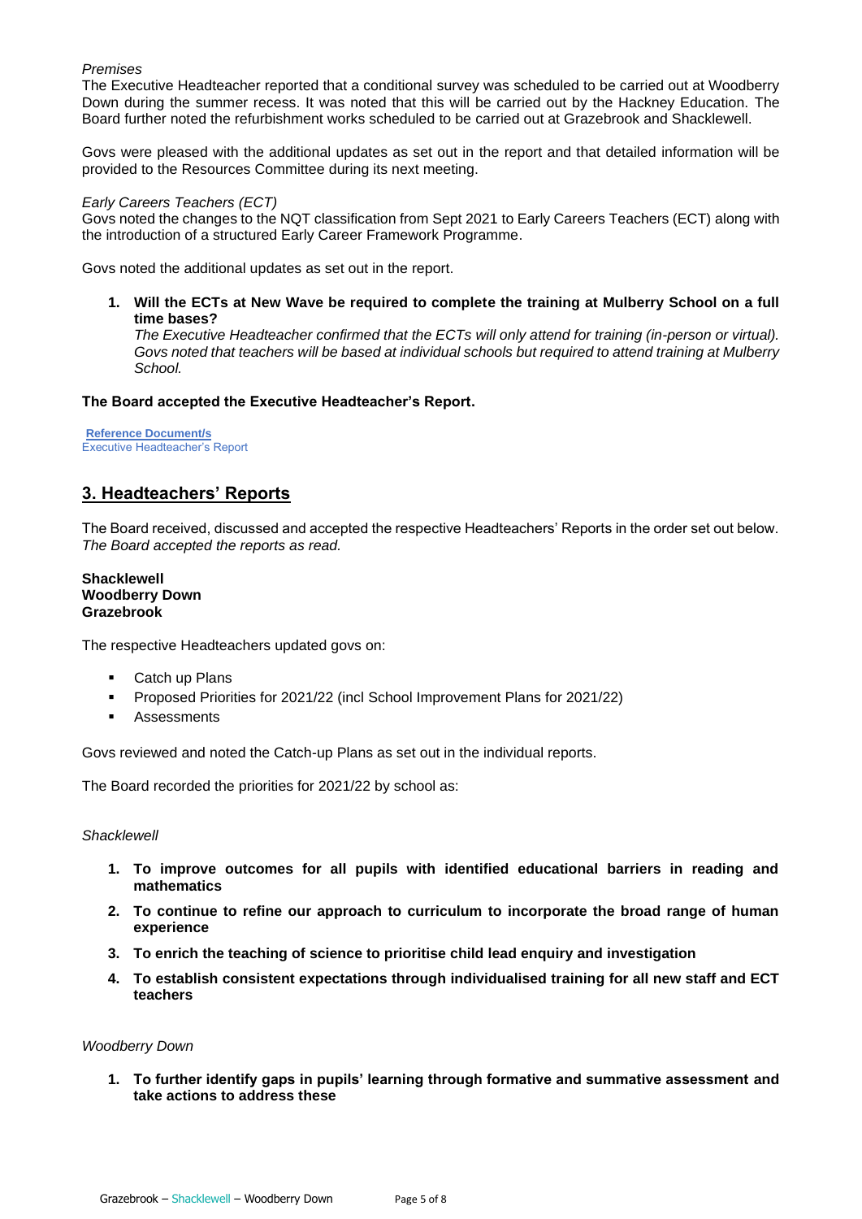*Premises*

The Executive Headteacher reported that a conditional survey was scheduled to be carried out at Woodberry Down during the summer recess. It was noted that this will be carried out by the Hackney Education. The Board further noted the refurbishment works scheduled to be carried out at Grazebrook and Shacklewell.

Govs were pleased with the additional updates as set out in the report and that detailed information will be provided to the Resources Committee during its next meeting.

*Early Careers Teachers (ECT)*

Govs noted the changes to the NQT classification from Sept 2021 to Early Careers Teachers (ECT) along with the introduction of a structured Early Career Framework Programme.

Govs noted the additional updates as set out in the report.

1. **Will the ECTs at New Wave be required to complete the training at Mulberry School on a full time bases?**
   *The Executive Headteacher confirmed that the ECTs will only attend for training (in-person or virtual). Govs noted that teachers will be based at individual schools but required to attend training at Mulberry School.*

**The Board accepted the Executive Headteacher's Report.**

**Reference Document/s**
Executive Headteacher's Report

## 3. Headteachers' Reports

The Board received, discussed and accepted the respective Headteachers' Reports in the order set out below. *The Board accepted the reports as read.*

**Shacklewell**
**Woodberry Down**
**Grazebrook**

The respective Headteachers updated govs on:

- Catch up Plans
- Proposed Priorities for 2021/22 (incl School Improvement Plans for 2021/22)
- Assessments

Govs reviewed and noted the Catch-up Plans as set out in the individual reports.

The Board recorded the priorities for 2021/22 by school as:

*Shacklewell*

1. **To improve outcomes for all pupils with identified educational barriers in reading and mathematics**
2. **To continue to refine our approach to curriculum to incorporate the broad range of human experience**
3. **To enrich the teaching of science to prioritise child lead enquiry and investigation**
4. **To establish consistent expectations through individualised training for all new staff and ECT teachers**

*Woodberry Down*

1. **To further identify gaps in pupils' learning through formative and summative assessment and take actions to address these**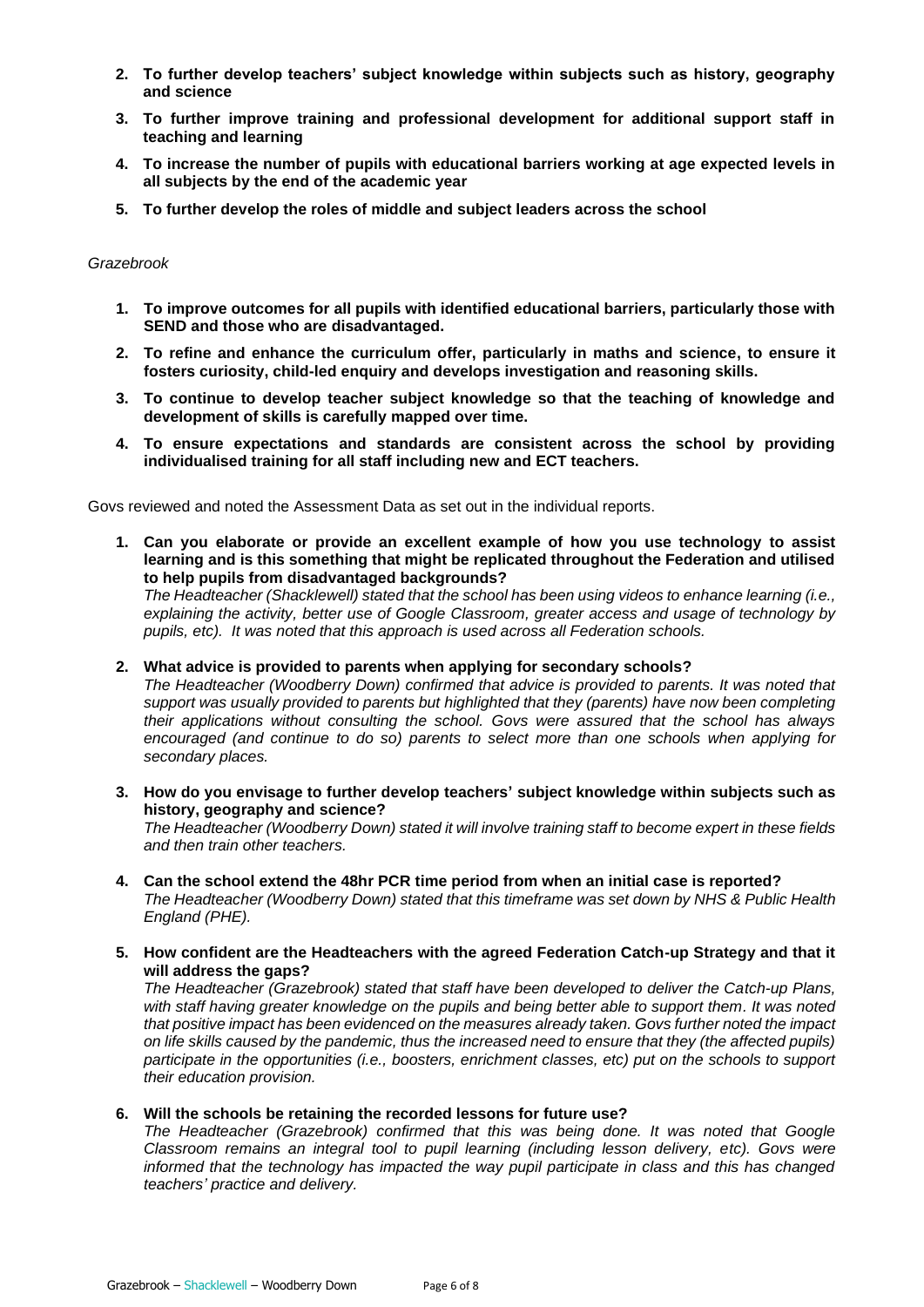2. **To further develop teachers' subject knowledge within subjects such as history, geography and science**
3. **To further improve training and professional development for additional support staff in teaching and learning**
4. **To increase the number of pupils with educational barriers working at age expected levels in all subjects by the end of the academic year**
5. **To further develop the roles of middle and subject leaders across the school**

*Grazebrook*

1. **To improve outcomes for all pupils with identified educational barriers, particularly those with SEND and those who are disadvantaged.**
2. **To refine and enhance the curriculum offer, particularly in maths and science, to ensure it fosters curiosity, child-led enquiry and develops investigation and reasoning skills.**
3. **To continue to develop teacher subject knowledge so that the teaching of knowledge and development of skills is carefully mapped over time.**
4. **To ensure expectations and standards are consistent across the school by providing individualised training for all staff including new and ECT teachers.**

Govs reviewed and noted the Assessment Data as set out in the individual reports.

1. **Can you elaborate or provide an excellent example of how you use technology to assist learning and is this something that might be replicated throughout the Federation and utilised to help pupils from disadvantaged backgrounds?**
   *The Headteacher (Shacklewell) stated that the school has been using videos to enhance learning (i.e., explaining the activity, better use of Google Classroom, greater access and usage of technology by pupils, etc). It was noted that this approach is used across all Federation schools.*

2. **What advice is provided to parents when applying for secondary schools?**
   *The Headteacher (Woodberry Down) confirmed that advice is provided to parents. It was noted that support was usually provided to parents but highlighted that they (parents) have now been completing their applications without consulting the school. Govs were assured that the school has always encouraged (and continue to do so) parents to select more than one schools when applying for secondary places.*

3. **How do you envisage to further develop teachers' subject knowledge within subjects such as history, geography and science?**
   *The Headteacher (Woodberry Down) stated it will involve training staff to become expert in these fields and then train other teachers.*

4. **Can the school extend the 48hr PCR time period from when an initial case is reported?**
   *The Headteacher (Woodberry Down) stated that this timeframe was set down by NHS & Public Health England (PHE).*

5. **How confident are the Headteachers with the agreed Federation Catch-up Strategy and that it will address the gaps?**
   *The Headteacher (Grazebrook) stated that staff have been developed to deliver the Catch-up Plans, with staff having greater knowledge on the pupils and being better able to support them. It was noted that positive impact has been evidenced on the measures already taken. Govs further noted the impact on life skills caused by the pandemic, thus the increased need to ensure that they (the affected pupils) participate in the opportunities (i.e., boosters, enrichment classes, etc) put on the schools to support their education provision.*

6. **Will the schools be retaining the recorded lessons for future use?**
   *The Headteacher (Grazebrook) confirmed that this was being done. It was noted that Google Classroom remains an integral tool to pupil learning (including lesson delivery, etc). Govs were informed that the technology has impacted the way pupil participate in class and this has changed teachers' practice and delivery.*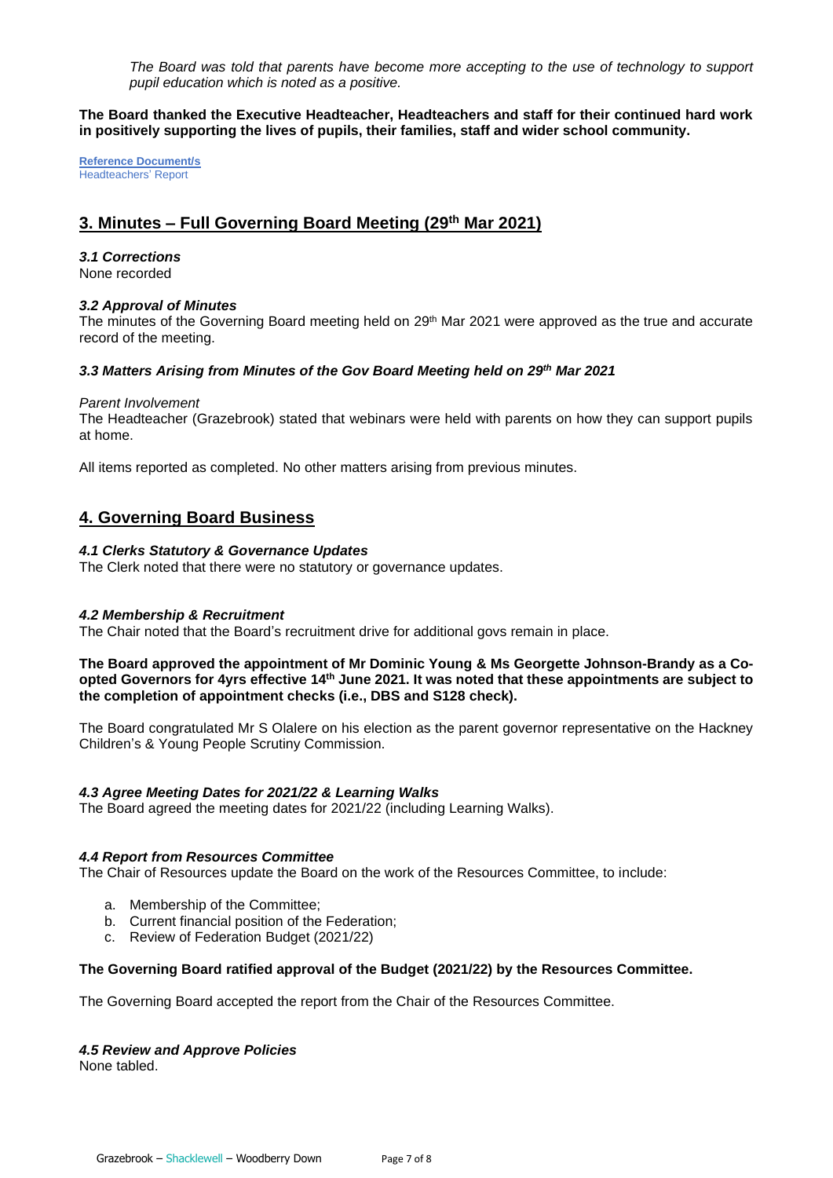*The Board was told that parents have become more accepting to the use of technology to support pupil education which is noted as a positive.*

**The Board thanked the Executive Headteacher, Headteachers and staff for their continued hard work in positively supporting the lives of pupils, their families, staff and wider school community.**

**Reference Document/s**
Headteachers' Report

## 3. Minutes – Full Governing Board Meeting (29th Mar 2021)

### *3.1 Corrections*

None recorded

### *3.2 Approval of Minutes*

The minutes of the Governing Board meeting held on 29th Mar 2021 were approved as the true and accurate record of the meeting.

### *3.3 Matters Arising from Minutes of the Gov Board Meeting held on 29th Mar 2021*

*Parent Involvement*
The Headteacher (Grazebrook) stated that webinars were held with parents on how they can support pupils at home.

All items reported as completed. No other matters arising from previous minutes.

## 4. Governing Board Business

### *4.1 Clerks Statutory & Governance Updates*

The Clerk noted that there were no statutory or governance updates.

### *4.2 Membership & Recruitment*

The Chair noted that the Board's recruitment drive for additional govs remain in place.

**The Board approved the appointment of Mr Dominic Young & Ms Georgette Johnson-Brandy as a Co-opted Governors for 4yrs effective 14th June 2021. It was noted that these appointments are subject to the completion of appointment checks (i.e., DBS and S128 check).**

The Board congratulated Mr S Olalere on his election as the parent governor representative on the Hackney Children's & Young People Scrutiny Commission.

### *4.3 Agree Meeting Dates for 2021/22 & Learning Walks*

The Board agreed the meeting dates for 2021/22 (including Learning Walks).

### *4.4 Report from Resources Committee*

The Chair of Resources update the Board on the work of the Resources Committee, to include:

a. Membership of the Committee;
b. Current financial position of the Federation;
c. Review of Federation Budget (2021/22)

**The Governing Board ratified approval of the Budget (2021/22) by the Resources Committee.**

The Governing Board accepted the report from the Chair of the Resources Committee.

### *4.5 Review and Approve Policies*

None tabled.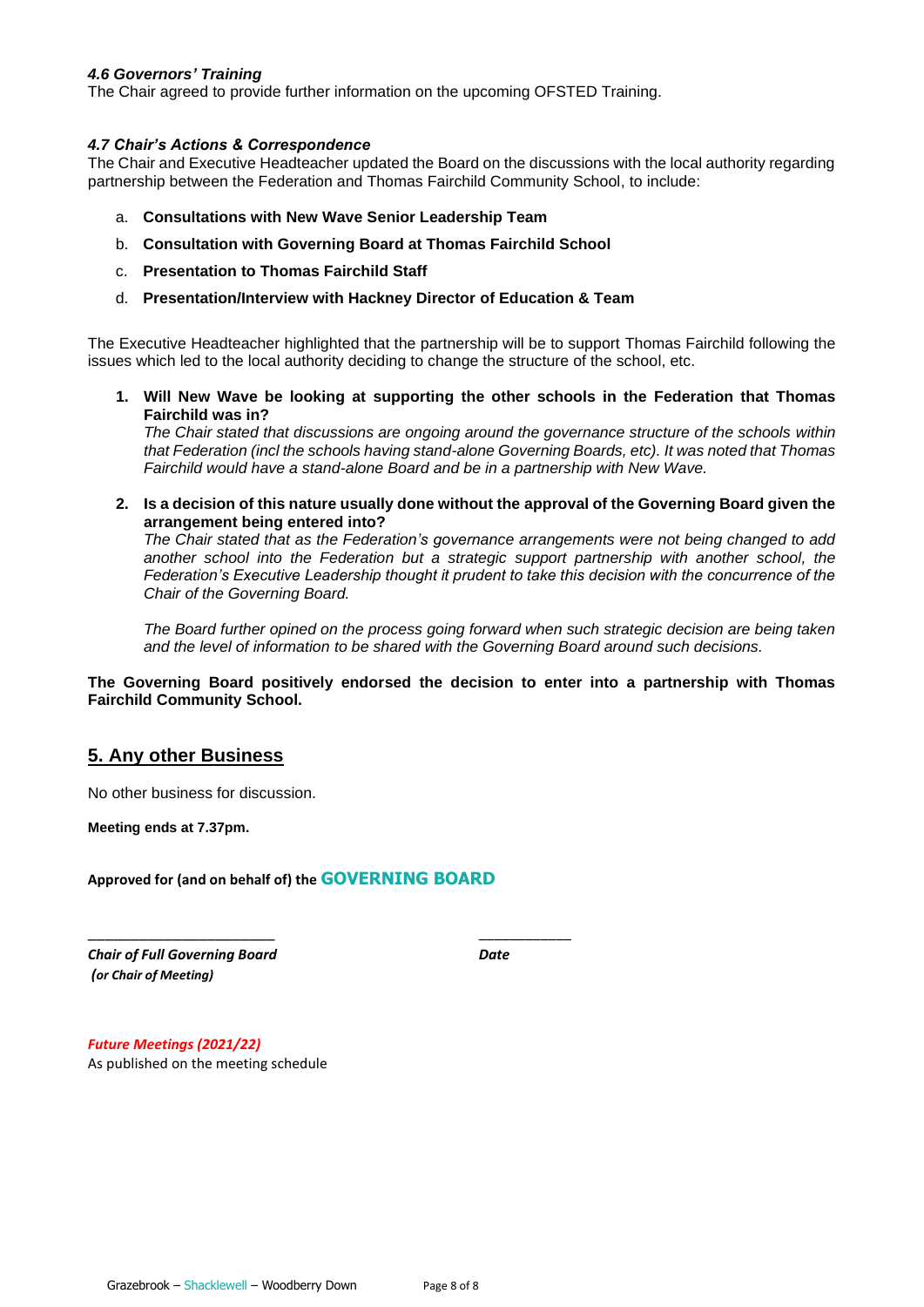#### *4.6 Governors' Training*

The Chair agreed to provide further information on the upcoming OFSTED Training.

#### *4.7 Chair's Actions & Correspondence*

The Chair and Executive Headteacher updated the Board on the discussions with the local authority regarding partnership between the Federation and Thomas Fairchild Community School, to include:

a. **Consultations with New Wave Senior Leadership Team**
b. **Consultation with Governing Board at Thomas Fairchild School**
c. **Presentation to Thomas Fairchild Staff**
d. **Presentation/Interview with Hackney Director of Education & Team**

The Executive Headteacher highlighted that the partnership will be to support Thomas Fairchild following the issues which led to the local authority deciding to change the structure of the school, etc.

1. **Will New Wave be looking at supporting the other schools in the Federation that Thomas Fairchild was in?**
   *The Chair stated that discussions are ongoing around the governance structure of the schools within that Federation (incl the schools having stand-alone Governing Boards, etc). It was noted that Thomas Fairchild would have a stand-alone Board and be in a partnership with New Wave.*

2. **Is a decision of this nature usually done without the approval of the Governing Board given the arrangement being entered into?**
   *The Chair stated that as the Federation's governance arrangements were not being changed to add another school into the Federation but a strategic support partnership with another school, the Federation's Executive Leadership thought it prudent to take this decision with the concurrence of the Chair of the Governing Board.*

   *The Board further opined on the process going forward when such strategic decision are being taken and the level of information to be shared with the Governing Board around such decisions.*

**The Governing Board positively endorsed the decision to enter into a partnership with Thomas Fairchild Community School.**

## 5. Any other Business

No other business for discussion.

**Meeting ends at 7.37pm.**

**Approved for (and on behalf of) the GOVERNING BOARD**

\_\_\_\_\_\_\_\_\_\_\_\_\_\_\_\_\_\_\_\_\_\_\_\_ &nbsp;&nbsp;&nbsp;&nbsp;&nbsp;&nbsp;&nbsp;&nbsp; \_\_\_\_\_\_\_\_\_\_\_\_

***Chair of Full Governing Board*** &nbsp;&nbsp;&nbsp;&nbsp;&nbsp;&nbsp;&nbsp;&nbsp; ***Date***
***(or Chair of Meeting)***

***Future Meetings (2021/22)***
As published on the meeting schedule